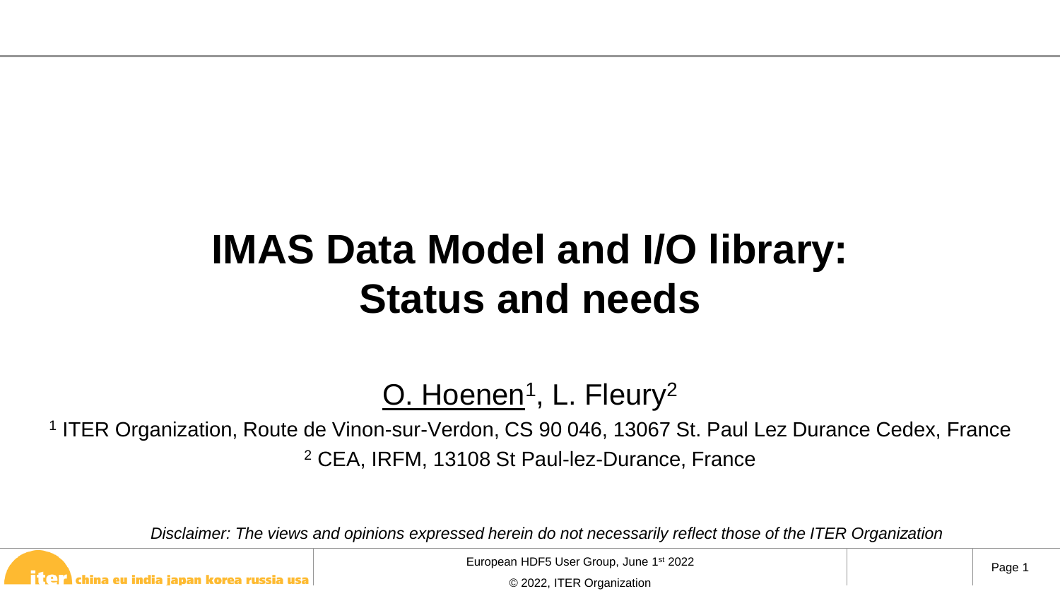# IMAS Data Model and I/O library: Status and needs

O. Hoenen[1], L. Fleury[2]

[1] ITER Organization, Route de Vinon-sur-Verdon, CS 90 046, 13067 St. Paul Lez Durance Cedex, France

[2] CEA, IRFM, 13108 St Paul-lez-Durance, France

*Disclaimer: The views and opinions expressed herein do not necessarily reflect those of the ITER Organization*

European HDF5 User Group, June 1st 2022

© 2022, ITER Organization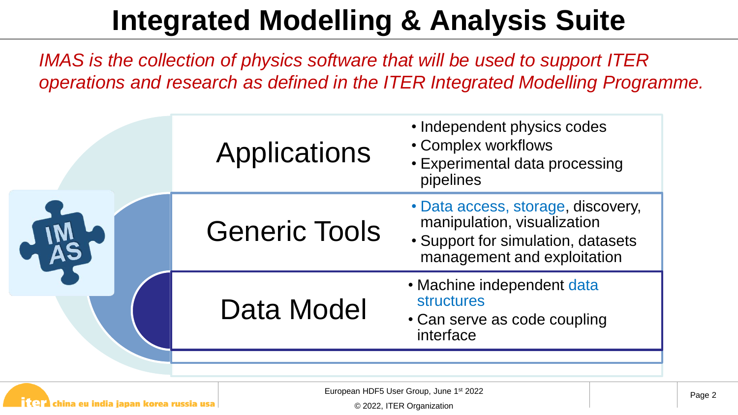# Integrated Modelling & Analysis Suite

*IMAS is the collection of physics software that will be used to support ITER operations and research as defined in the ITER Integrated Modelling Programme.*

## Applications

- Independent physics codes
- Complex workflows
- Experimental data processing pipelines

## Generic Tools

- Data access, storage, discovery, manipulation, visualization
- Support for simulation, datasets management and exploitation

## Data Model

- Machine independent data structures
- Can serve as code coupling interface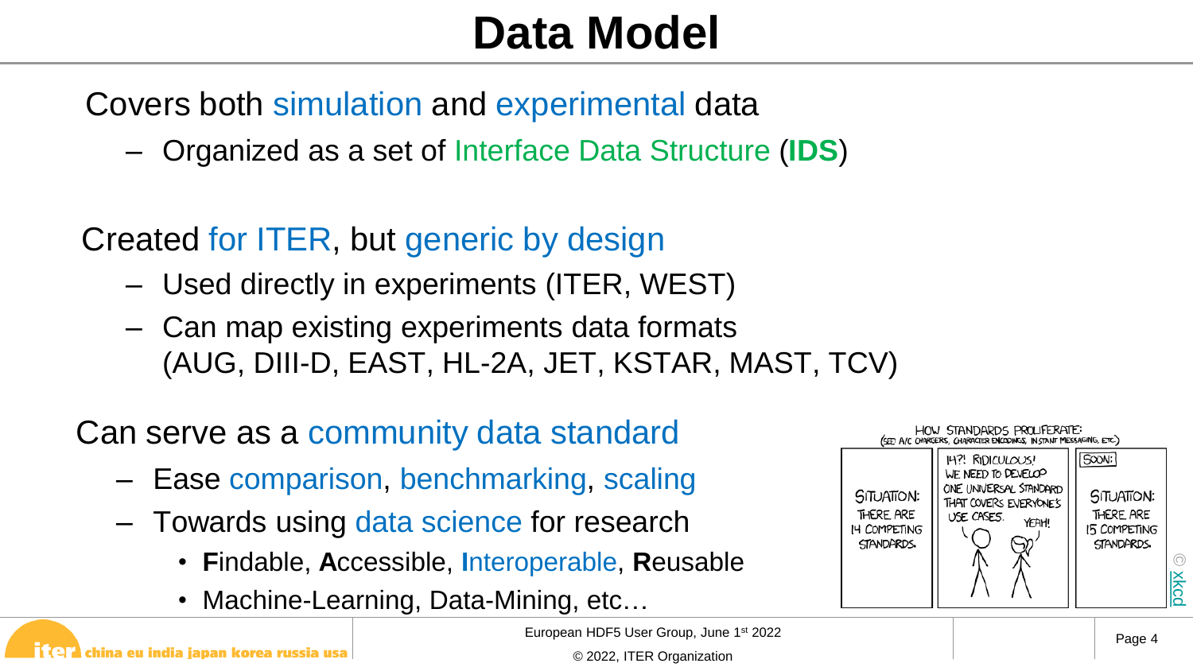# Data Model

Covers both simulation and experimental data

- Organized as a set of Interface Data Structure (**IDS**)

Created for ITER, but generic by design

- Used directly in experiments (ITER, WEST)
- Can map existing experiments data formats (AUG, DIII-D, EAST, HL-2A, JET, KSTAR, MAST, TCV)

Can serve as a community data standard

- Ease comparison, benchmarking, scaling
- Towards using data science for research
  - **F**indable, **A**ccessible, **I**nteroperable, **R**eusable
  - Machine-Learning, Data-Mining, etc…

HOW STANDARDS PROLIFERATE:
(SEE: A/C CHARGERS, CHARACTER ENCODINGS, INSTANT MESSAGING, ETC.)

SITUATION: THERE ARE 14 COMPETING STANDARDS.

14?! RIDICULOUS! WE NEED TO DEVELOP ONE UNIVERSAL STANDARD THAT COVERS EVERYONE'S USE CASES. YEAH!

SOON: SITUATION: THERE ARE 15 COMPETING STANDARDS.

© xkcd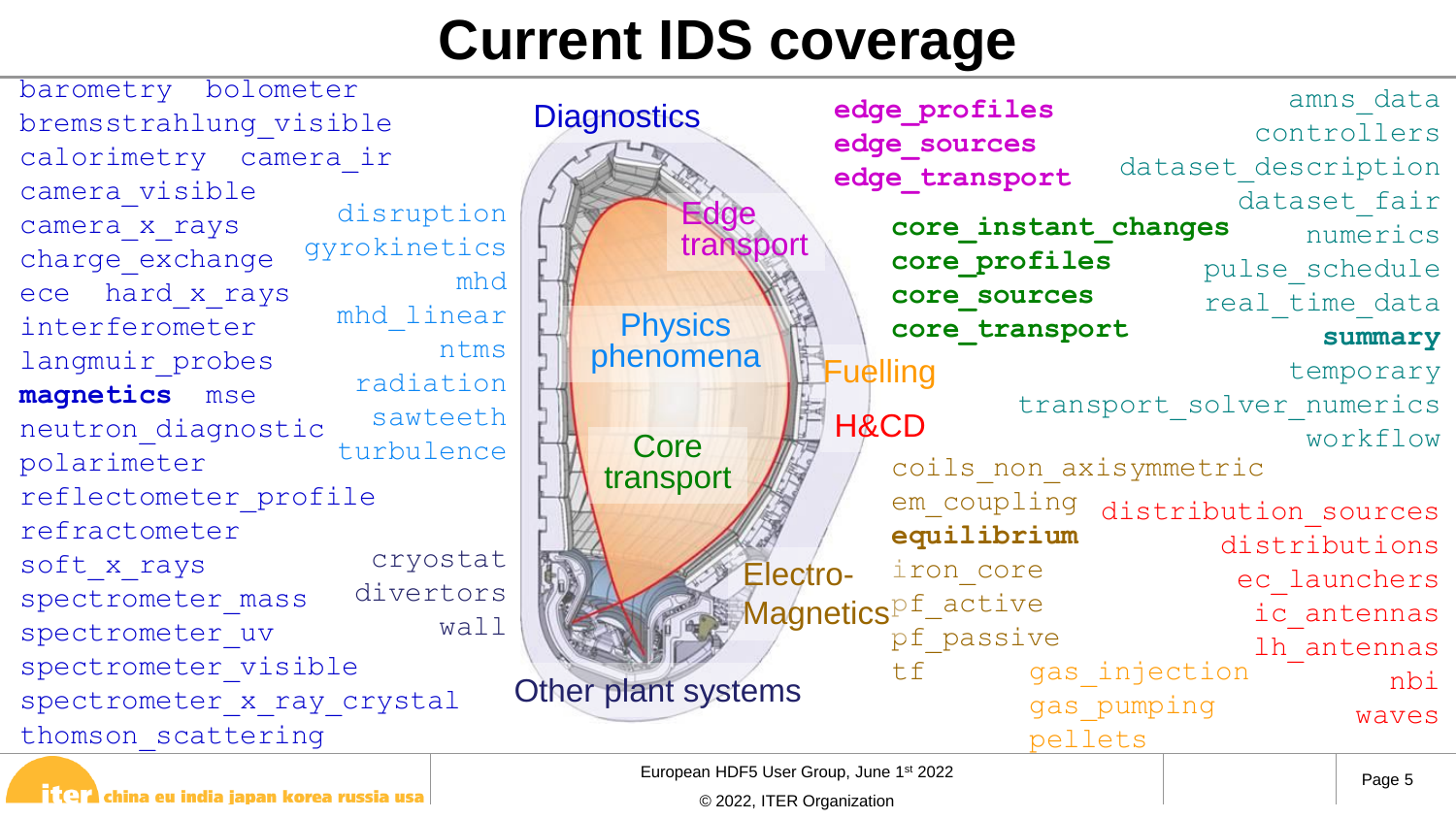# Current IDS coverage

**Diagnostics**

barometry bolometer
bremsstrahlung_visible
calorimetry camera_ir
camera_visible
camera_x_rays
charge_exchange
ece hard_x_rays
interferometer
langmuir_probes
**magnetics** mse
neutron_diagnostic
polarimeter
reflectometer_profile
refractometer
soft_x_rays
spectrometer_mass
spectrometer_uv
spectrometer_visible
spectrometer_x_ray_crystal
thomson_scattering

**Physics phenomena**

disruption
gyrokinetics
mhd
mhd_linear
ntms
radiation
sawteeth
turbulence

**Other plant systems**

cryostat
divertors
wall

**Edge transport**

**edge_profiles**
**edge_sources**
**edge_transport**

**Core transport**

**core_instant_changes**
**core_profiles**
**core_sources**
**core_transport**

amns_data
controllers
dataset_description
dataset_fair
numerics
pulse_schedule
real_time_data
**summary**
temporary
transport_solver_numerics
workflow

**Electro-Magnetics**

coils_non_axisymmetric
em_coupling
**equilibrium**
iron_core
pf_active
pf_passive
tf

**Fuelling**

gas_injection
gas_pumping
pellets

**H&CD**

distribution_sources
distributions
ec_launchers
ic_antennas
lh_antennas
nbi
waves

European HDF5 User Group, June 1st 2022

© 2022, ITER Organization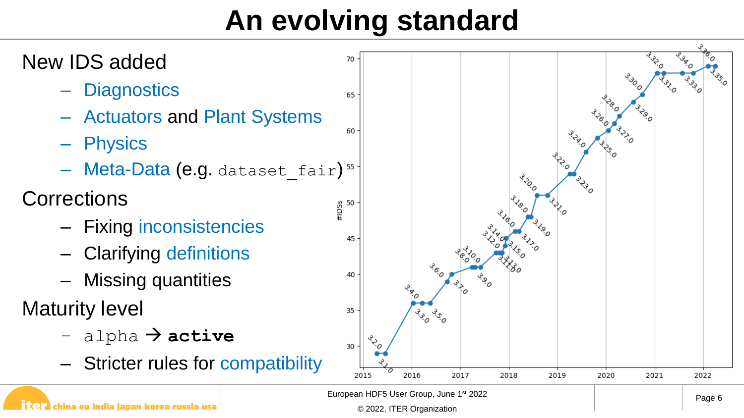# An evolving standard

New IDS added

- Diagnostics
- Actuators and Plant Systems
- Physics
- Meta-Data (e.g. `dataset_fair`)

Corrections

- Fixing inconsistencies
- Clarifying definitions
- Missing quantities

Maturity level

- `alpha` → **`active`**
- Stricter rules for compatibility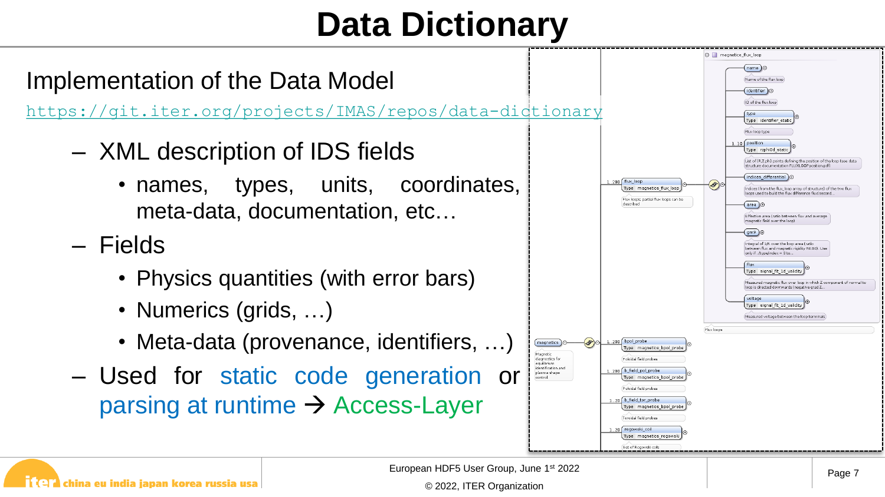# Data Dictionary

## Implementation of the Data Model

https://git.iter.org/projects/IMAS/repos/data-dictionary

- XML description of IDS fields
  - names, types, units, coordinates, meta-data, documentation, etc…
- Fields
  - Physics quantities (with error bars)
  - Numerics (grids, …)
  - Meta-data (provenance, identifiers, …)
- Used for static code generation or parsing at runtime → Access-Layer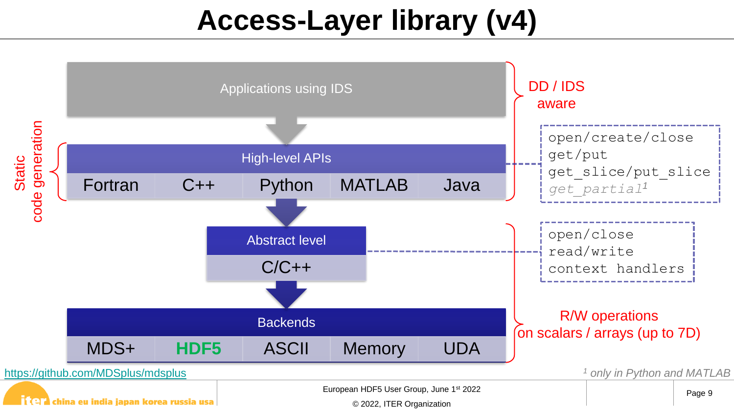# Access-Layer library (v4)

Applications using IDS

High-level APIs

| Fortran | C++ | Python | MATLAB | Java |
|---|---|---|---|---|

Abstract level

C/C++

Backends

| MDS+ | HDF5 | ASCII | Memory | UDA |
|---|---|---|---|---|

Static code generation

DD / IDS aware

```
open/create/close
get/put
get_slice/put_slice
get_partial¹
```

```
open/close
read/write
context handlers
```

R/W operations on scalars / arrays (up to 7D)

https://github.com/MDSplus/mdsplus

[1] only in Python and MATLAB

European HDF5 User Group, June 1st 2022

© 2022, ITER Organization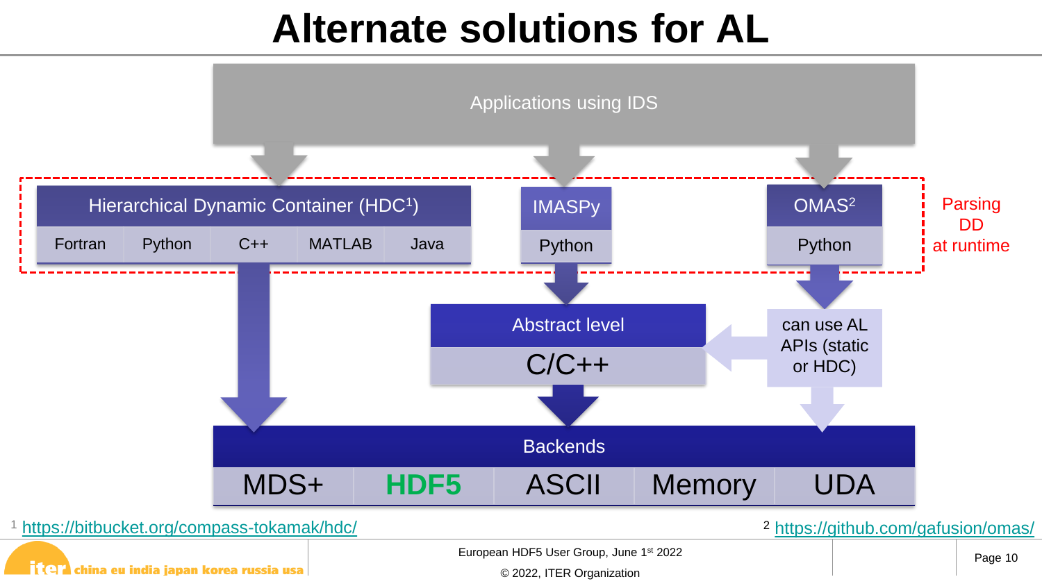# Alternate solutions for AL

Applications using IDS

Hierarchical Dynamic Container (HDC[1])

Fortran | Python | C++ | MATLAB | Java

IMASPy

Python

OMAS[2]

Python

Parsing DD at runtime

Abstract level

C/C++

can use AL APIs (static or HDC)

Backends

MDS+ | HDF5 | ASCII | Memory | UDA

[1] https://bitbucket.org/compass-tokamak/hdc/

[2] https://github.com/gafusion/omas/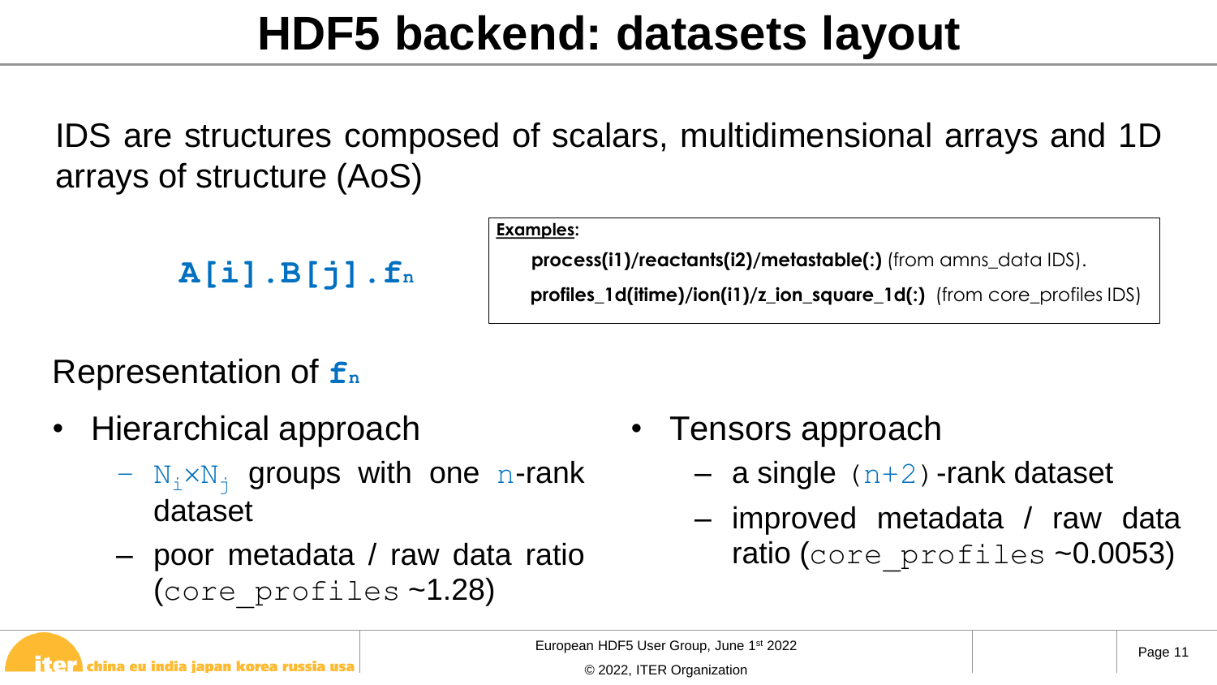# HDF5 backend: datasets layout

IDS are structures composed of scalars, multidimensional arrays and 1D arrays of structure (AoS)

**A[i].B[j].$f_n$**

**Examples:**

- **process(i1)/reactants(i2)/metastable(:)** (from amns_data IDS).
- **profiles_1d(itime)/ion(i1)/z_ion_square_1d(:)** (from core_profiles IDS)

Representation of **$f_n$**

- Hierarchical approach
  - $N_i \times N_j$ groups with one $n$-rank dataset
  - poor metadata / raw data ratio (`core_profiles` ~1.28)
- Tensors approach
  - a single $(n+2)$-rank dataset
  - improved metadata / raw data ratio (`core_profiles` ~0.0053)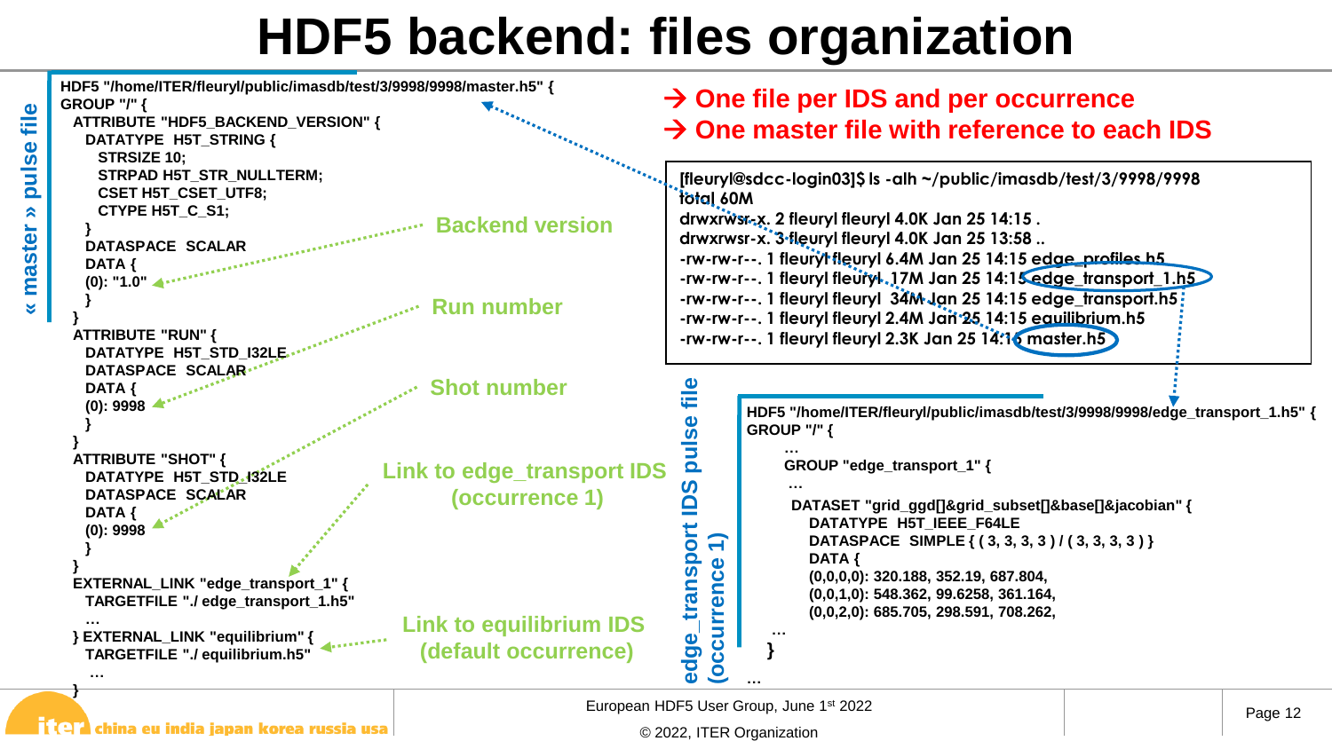# HDF5 backend: files organization

« master » pulse file

```
HDF5 "/home/ITER/fleuryl/public/imasdb/test/3/9998/9998/master.h5" {
GROUP "/" {
  ATTRIBUTE "HDF5_BACKEND_VERSION" {
    DATATYPE  H5T_STRING {
      STRSIZE 10;
      STRPAD H5T_STR_NULLTERM;
      CSET H5T_CSET_UTF8;
      CTYPE H5T_C_S1;
    }
    DATASPACE  SCALAR
    DATA {
    (0): "1.0"
    }
  }
  ATTRIBUTE "RUN" {
    DATATYPE  H5T_STD_I32LE
    DATASPACE  SCALAR
    DATA {
    (0): 9998
    }
  }
  ATTRIBUTE "SHOT" {
    DATATYPE  H5T_STD_I32LE
    DATASPACE  SCALAR
    DATA {
    (0): 9998
    }
  }
  EXTERNAL_LINK "edge_transport_1" {
    TARGETFILE "./ edge_transport_1.h5"
    …
  } EXTERNAL_LINK "equilibrium" {
    TARGETFILE "./ equilibrium.h5"
    …
}
```

- Backend version
- Run number
- Shot number
- Link to edge_transport IDS (occurrence 1)
- Link to equilibrium IDS (default occurrence)

**→ One file per IDS and per occurrence**

**→ One master file with reference to each IDS**

```
[fleuryl@sdcc-login03]$ ls -alh ~/public/imasdb/test/3/9998/9998
total 60M
drwxrwsr-x. 2 fleuryl fleuryl 4.0K Jan 25 14:15 .
drwxrwsr-x. 3 fleuryl fleuryl 4.0K Jan 25 13:58 ..
-rw-rw-r--. 1 fleuryl fleuryl 6.4M Jan 25 14:15 edge_profiles.h5
-rw-rw-r--. 1 fleuryl fleuryl  17M Jan 25 14:15 edge_transport_1.h5
-rw-rw-r--. 1 fleuryl fleuryl  34M Jan 25 14:15 edge_transport.h5
-rw-rw-r--. 1 fleuryl fleuryl 2.4M Jan 25 14:15 equilibrium.h5
-rw-rw-r--. 1 fleuryl fleuryl 2.3K Jan 25 14:16 master.h5
```

edge_transport IDS pulse file (occurrence 1)

```
HDF5 "/home/ITER/fleuryl/public/imasdb/test/3/9998/9998/edge_transport_1.h5" {
GROUP "/" {
    …
    GROUP "edge_transport_1" {
     …
      DATASET "grid_ggd[]&grid_subset[]&base[]&jacobian" {
        DATATYPE  H5T_IEEE_F64LE
        DATASPACE  SIMPLE { ( 3, 3, 3, 3 ) / ( 3, 3, 3, 3 ) }
        DATA {
        (0,0,0,0): 320.188, 352.19, 687.804,
        (0,0,1,0): 548.362, 99.6258, 361.164,
        (0,0,2,0): 685.705, 298.591, 708.262,
    …
    }
 …
```

European HDF5 User Group, June 1st 2022

© 2022, ITER Organization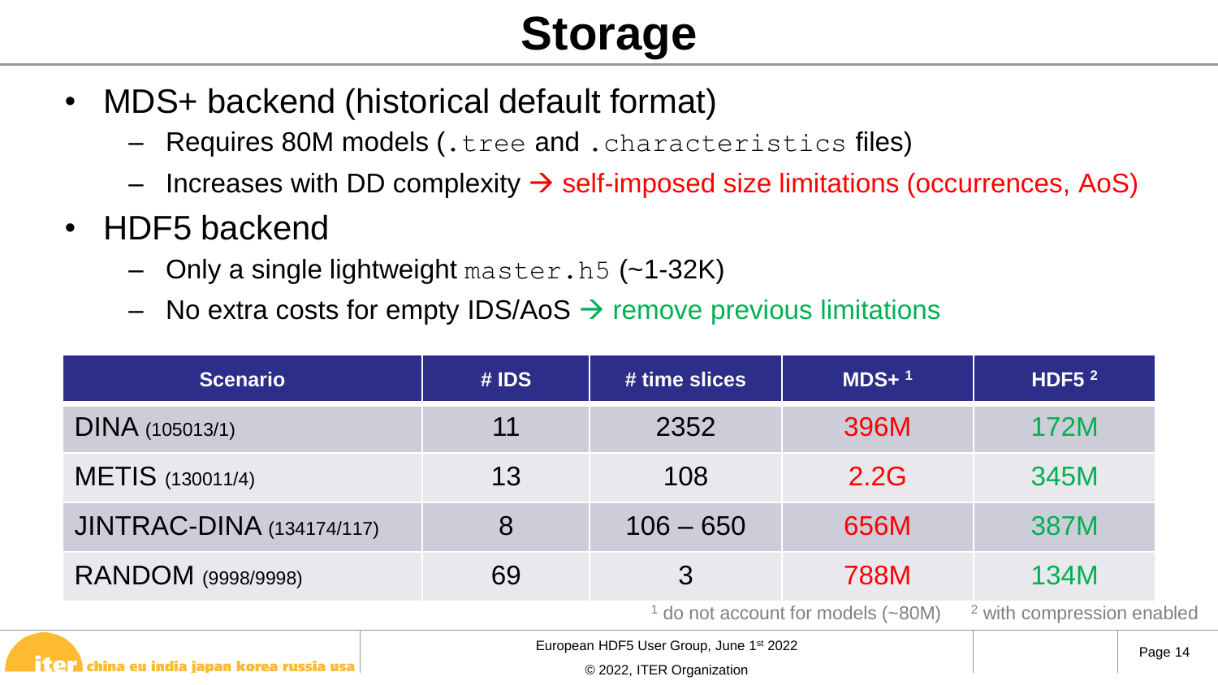# Storage

- MDS+ backend (historical default format)
  - Requires 80M models (`.tree` and `.characteristics` files)
  - Increases with DD complexity → self-imposed size limitations (occurrences, AoS)
- HDF5 backend
  - Only a single lightweight `master.h5` (~1-32K)
  - No extra costs for empty IDS/AoS → remove previous limitations

| Scenario | # IDS | # time slices | MDS+ [1] | HDF5 [2] |
|---|---|---|---|---|
| DINA (105013/1) | 11 | 2352 | 396M | 172M |
| METIS (130011/4) | 13 | 108 | 2.2G | 345M |
| JINTRAC-DINA (134174/117) | 8 | 106 – 650 | 656M | 387M |
| RANDOM (9998/9998) | 69 | 3 | 788M | 134M |

[1] do not account for models (~80M) [2] with compression enabled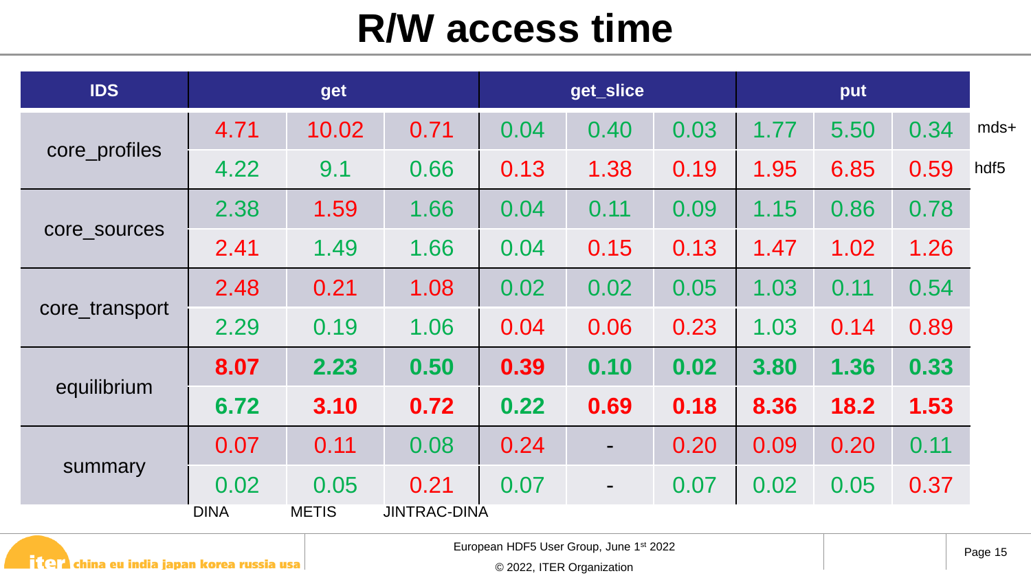# R/W access time

| IDS | | get | | | get_slice | | | put | | |
|---|---|---|---|---|---|---|---|---|---|---|
| | | DINA | METIS | JINTRAC-DINA | DINA | METIS | JINTRAC-DINA | DINA | METIS | JINTRAC-DINA |
| core_profiles | mds+ | 4.71 | 10.02 | 0.71 | 0.04 | 0.40 | 0.03 | 1.77 | 5.50 | 0.34 |
| | hdf5 | 4.22 | 9.1 | 0.66 | 0.13 | 1.38 | 0.19 | 1.95 | 6.85 | 0.59 |
| core_sources | mds+ | 2.38 | 1.59 | 1.66 | 0.04 | 0.11 | 0.09 | 1.15 | 0.86 | 0.78 |
| | hdf5 | 2.41 | 1.49 | 1.66 | 0.04 | 0.15 | 0.13 | 1.47 | 1.02 | 1.26 |
| core_transport | mds+ | 2.48 | 0.21 | 1.08 | 0.02 | 0.02 | 0.05 | 1.03 | 0.11 | 0.54 |
| | hdf5 | 2.29 | 0.19 | 1.06 | 0.04 | 0.06 | 0.23 | 1.03 | 0.14 | 0.89 |
| equilibrium | mds+ | **8.07** | **2.23** | **0.50** | **0.39** | **0.10** | **0.02** | **3.80** | **1.36** | **0.33** |
| | hdf5 | **6.72** | **3.10** | **0.72** | **0.22** | **0.69** | **0.18** | **8.36** | **18.2** | **1.53** |
| summary | mds+ | 0.07 | 0.11 | 0.08 | 0.24 | - | 0.20 | 0.09 | 0.20 | 0.11 |
| | hdf5 | 0.02 | 0.05 | 0.21 | 0.07 | - | 0.07 | 0.02 | 0.05 | 0.37 |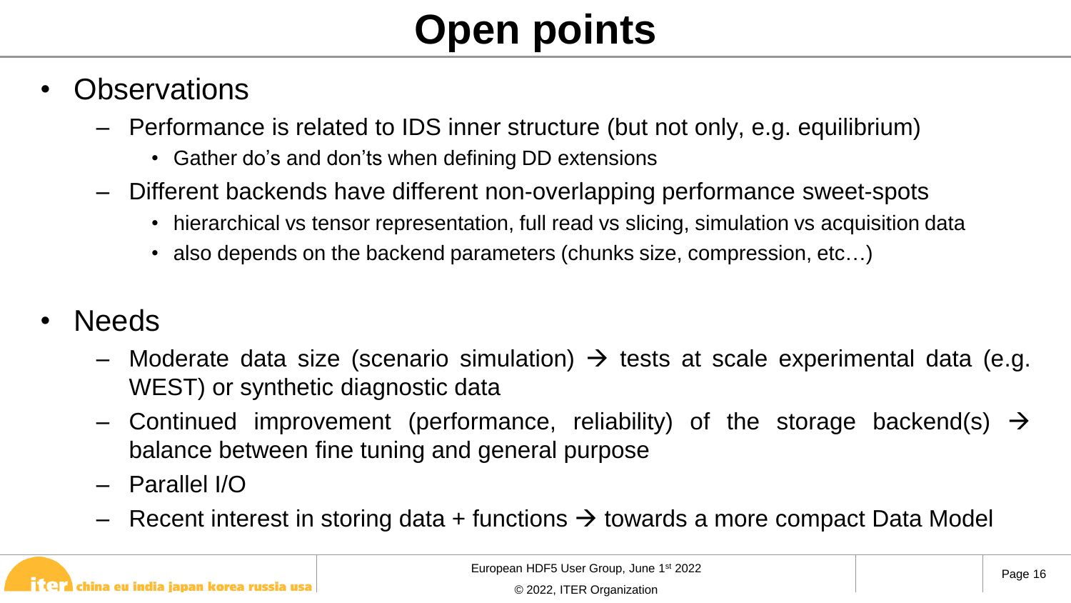# Open points

- Observations
  - Performance is related to IDS inner structure (but not only, e.g. equilibrium)
    - Gather do's and don'ts when defining DD extensions
  - Different backends have different non-overlapping performance sweet-spots
    - hierarchical vs tensor representation, full read vs slicing, simulation vs acquisition data
    - also depends on the backend parameters (chunks size, compression, etc…)

- Needs
  - Moderate data size (scenario simulation) → tests at scale experimental data (e.g. WEST) or synthetic diagnostic data
  - Continued improvement (performance, reliability) of the storage backend(s) → balance between fine tuning and general purpose
  - Parallel I/O
  - Recent interest in storing data + functions → towards a more compact Data Model